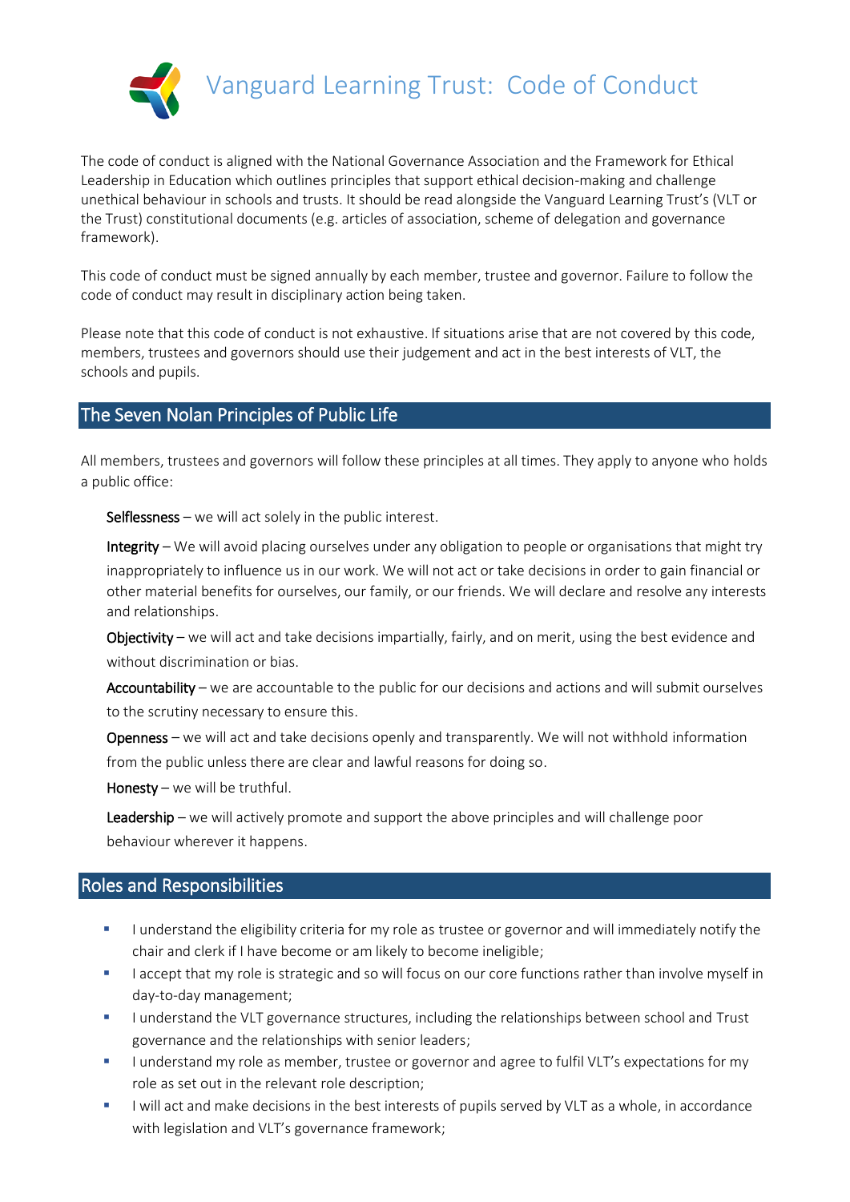# Vanguard Learning Trust: Code of Conduct

The code of conduct is aligned with the National Governance Association and the Framework for Ethical Leadership in Education which outlines principles that support ethical decision-making and challenge unethical behaviour in schools and trusts. It should be read alongside the Vanguard Learning Trust's (VLT or the Trust) constitutional documents (e.g. articles of association, scheme of delegation and governance framework).

This code of conduct must be signed annually by each member, trustee and governor. Failure to follow the code of conduct may result in disciplinary action being taken.

Please note that this code of conduct is not exhaustive. If situations arise that are not covered by this code, members, trustees and governors should use their judgement and act in the best interests of VLT, the schools and pupils.

## The Seven Nolan Principles of Public Life

All members, trustees and governors will follow these principles at all times. They apply to anyone who holds a public office:

**Selflessness** – we will act solely in the public interest.

**Integrity** – We will avoid placing ourselves under any obligation to people or organisations that might try inappropriately to influence us in our work. We will not act or take decisions in order to gain financial or other material benefits for ourselves, our family, or our friends. We will declare and resolve any interests and relationships.

**Objectivity** – we will act and take decisions impartially, fairly, and on merit, using the best evidence and without discrimination or bias.

**Accountability** – we are accountable to the public for our decisions and actions and will submit ourselves to the scrutiny necessary to ensure this.

**Openness** – we will act and take decisions openly and transparently. We will not withhold information from the public unless there are clear and lawful reasons for doing so.

**Honesty** – we will be truthful.

**Leadership** – we will actively promote and support the above principles and will challenge poor behaviour wherever it happens.

## Roles and Responsibilities

- I understand the eligibility criteria for my role as trustee or governor and will immediately notify the chair and clerk if I have become or am likely to become ineligible;
- I accept that my role is strategic and so will focus on our core functions rather than involve myself in day-to-day management;
- I understand the VLT governance structures, including the relationships between school and Trust governance and the relationships with senior leaders;
- I understand my role as member, trustee or governor and agree to fulfil VLT's expectations for my role as set out in the relevant role description;
- I will act and make decisions in the best interests of pupils served by VLT as a whole, in accordance with legislation and VLT's governance framework;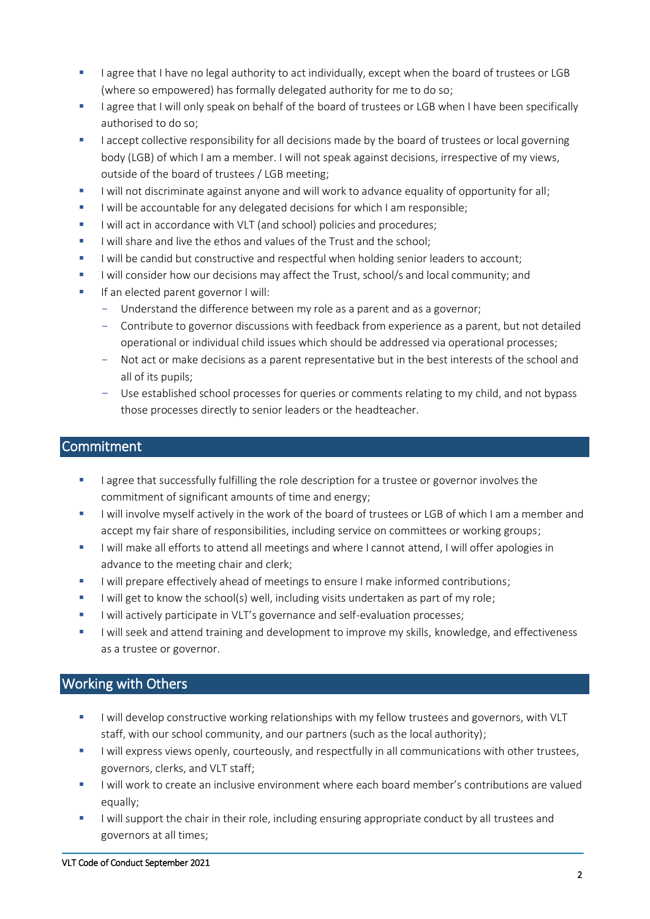- I agree that I have no legal authority to act individually, except when the board of trustees or LGB (where so empowered) has formally delegated authority for me to do so;
- I agree that I will only speak on behalf of the board of trustees or LGB when I have been specifically authorised to do so;
- I accept collective responsibility for all decisions made by the board of trustees or local governing body (LGB) of which I am a member. I will not speak against decisions, irrespective of my views, outside of the board of trustees / LGB meeting;
- I will not discriminate against anyone and will work to advance equality of opportunity for all;
- I will be accountable for any delegated decisions for which I am responsible;
- I will act in accordance with VLT (and school) policies and procedures;
- I will share and live the ethos and values of the Trust and the school;
- I will be candid but constructive and respectful when holding senior leaders to account;
- I will consider how our decisions may affect the Trust, school/s and local community; and
- If an elected parent governor I will:
  - Understand the difference between my role as a parent and as a governor;
  - Contribute to governor discussions with feedback from experience as a parent, but not detailed operational or individual child issues which should be addressed via operational processes;
  - Not act or make decisions as a parent representative but in the best interests of the school and all of its pupils;
  - Use established school processes for queries or comments relating to my child, and not bypass those processes directly to senior leaders or the headteacher.

## Commitment

- I agree that successfully fulfilling the role description for a trustee or governor involves the commitment of significant amounts of time and energy;
- I will involve myself actively in the work of the board of trustees or LGB of which I am a member and accept my fair share of responsibilities, including service on committees or working groups;
- I will make all efforts to attend all meetings and where I cannot attend, I will offer apologies in advance to the meeting chair and clerk;
- I will prepare effectively ahead of meetings to ensure I make informed contributions;
- I will get to know the school(s) well, including visits undertaken as part of my role;
- I will actively participate in VLT's governance and self-evaluation processes;
- I will seek and attend training and development to improve my skills, knowledge, and effectiveness as a trustee or governor.

## Working with Others

- I will develop constructive working relationships with my fellow trustees and governors, with VLT staff, with our school community, and our partners (such as the local authority);
- I will express views openly, courteously, and respectfully in all communications with other trustees, governors, clerks, and VLT staff;
- I will work to create an inclusive environment where each board member's contributions are valued equally;
- I will support the chair in their role, including ensuring appropriate conduct by all trustees and governors at all times;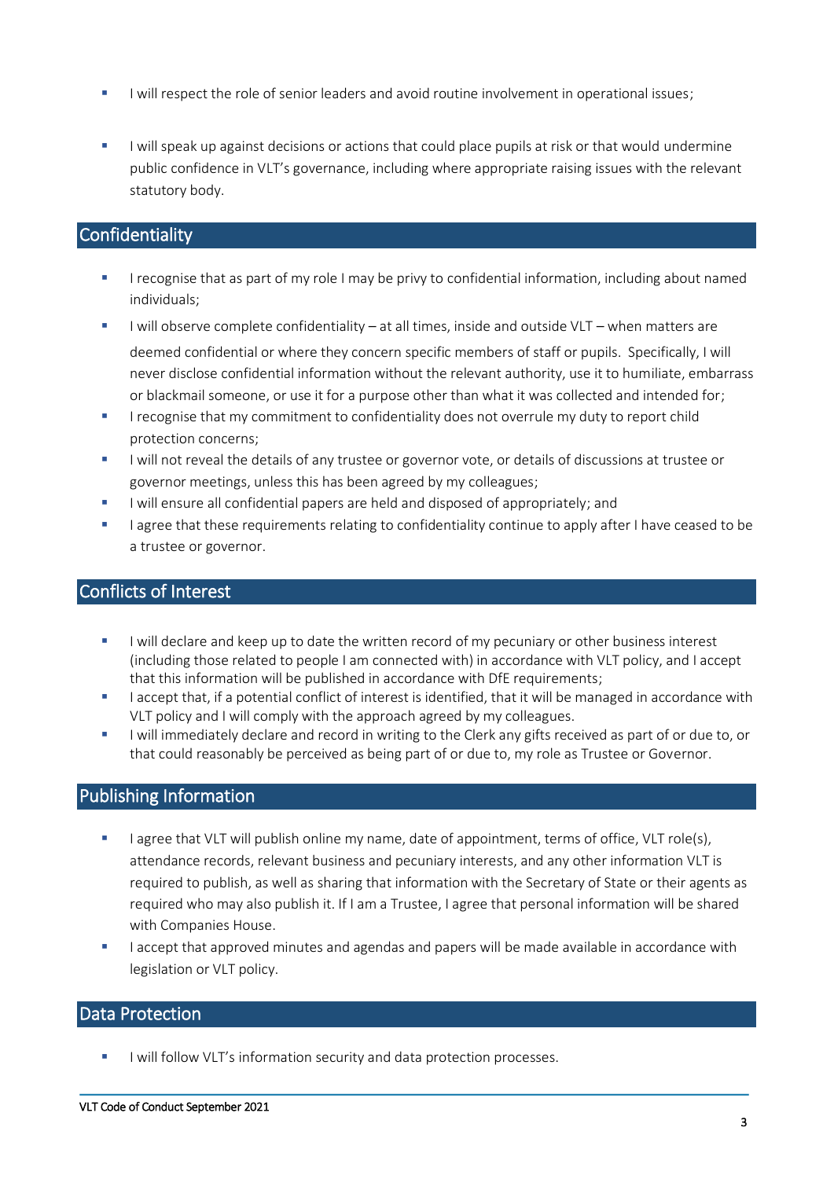- I will respect the role of senior leaders and avoid routine involvement in operational issues;
- I will speak up against decisions or actions that could place pupils at risk or that would undermine public confidence in VLT's governance, including where appropriate raising issues with the relevant statutory body.

## Confidentiality

- I recognise that as part of my role I may be privy to confidential information, including about named individuals;
- I will observe complete confidentiality – at all times, inside and outside VLT – when matters are deemed confidential or where they concern specific members of staff or pupils. Specifically, I will never disclose confidential information without the relevant authority, use it to humiliate, embarrass or blackmail someone, or use it for a purpose other than what it was collected and intended for;
- I recognise that my commitment to confidentiality does not overrule my duty to report child protection concerns;
- I will not reveal the details of any trustee or governor vote, or details of discussions at trustee or governor meetings, unless this has been agreed by my colleagues;
- I will ensure all confidential papers are held and disposed of appropriately; and
- I agree that these requirements relating to confidentiality continue to apply after I have ceased to be a trustee or governor.

## Conflicts of Interest

- I will declare and keep up to date the written record of my pecuniary or other business interest (including those related to people I am connected with) in accordance with VLT policy, and I accept that this information will be published in accordance with DfE requirements;
- I accept that, if a potential conflict of interest is identified, that it will be managed in accordance with VLT policy and I will comply with the approach agreed by my colleagues.
- I will immediately declare and record in writing to the Clerk any gifts received as part of or due to, or that could reasonably be perceived as being part of or due to, my role as Trustee or Governor.

## Publishing Information

- I agree that VLT will publish online my name, date of appointment, terms of office, VLT role(s), attendance records, relevant business and pecuniary interests, and any other information VLT is required to publish, as well as sharing that information with the Secretary of State or their agents as required who may also publish it. If I am a Trustee, I agree that personal information will be shared with Companies House.
- I accept that approved minutes and agendas and papers will be made available in accordance with legislation or VLT policy.

## Data Protection

- I will follow VLT's information security and data protection processes.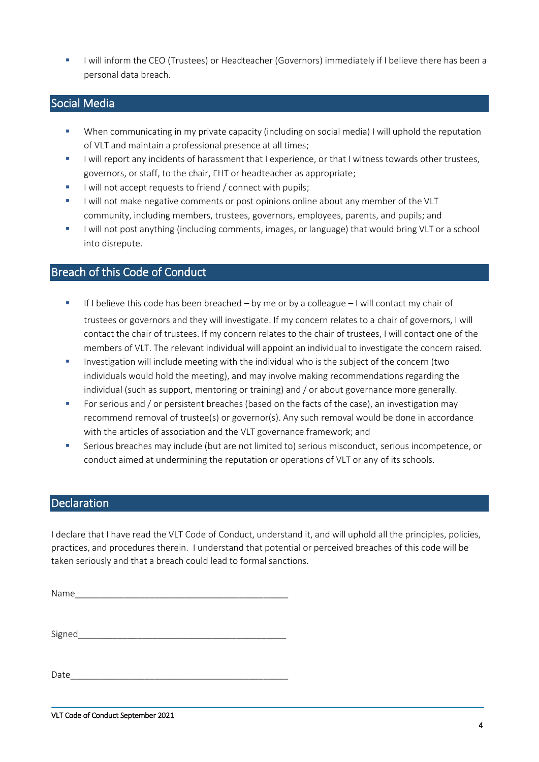- I will inform the CEO (Trustees) or Headteacher (Governors) immediately if I believe there has been a personal data breach.

## Social Media

- When communicating in my private capacity (including on social media) I will uphold the reputation of VLT and maintain a professional presence at all times;
- I will report any incidents of harassment that I experience, or that I witness towards other trustees, governors, or staff, to the chair, EHT or headteacher as appropriate;
- I will not accept requests to friend / connect with pupils;
- I will not make negative comments or post opinions online about any member of the VLT community, including members, trustees, governors, employees, parents, and pupils; and
- I will not post anything (including comments, images, or language) that would bring VLT or a school into disrepute.

## Breach of this Code of Conduct

- If I believe this code has been breached – by me or by a colleague – I will contact my chair of trustees or governors and they will investigate. If my concern relates to a chair of governors, I will contact the chair of trustees. If my concern relates to the chair of trustees, I will contact one of the members of VLT. The relevant individual will appoint an individual to investigate the concern raised.
- Investigation will include meeting with the individual who is the subject of the concern (two individuals would hold the meeting), and may involve making recommendations regarding the individual (such as support, mentoring or training) and / or about governance more generally.
- For serious and / or persistent breaches (based on the facts of the case), an investigation may recommend removal of trustee(s) or governor(s). Any such removal would be done in accordance with the articles of association and the VLT governance framework; and
- Serious breaches may include (but are not limited to) serious misconduct, serious incompetence, or conduct aimed at undermining the reputation or operations of VLT or any of its schools.

## Declaration

I declare that I have read the VLT Code of Conduct, understand it, and will uphold all the principles, policies, practices, and procedures therein. I understand that potential or perceived breaches of this code will be taken seriously and that a breach could lead to formal sanctions.

Name_____________________________________________

Signed____________________________________________

Date_____________________________________________